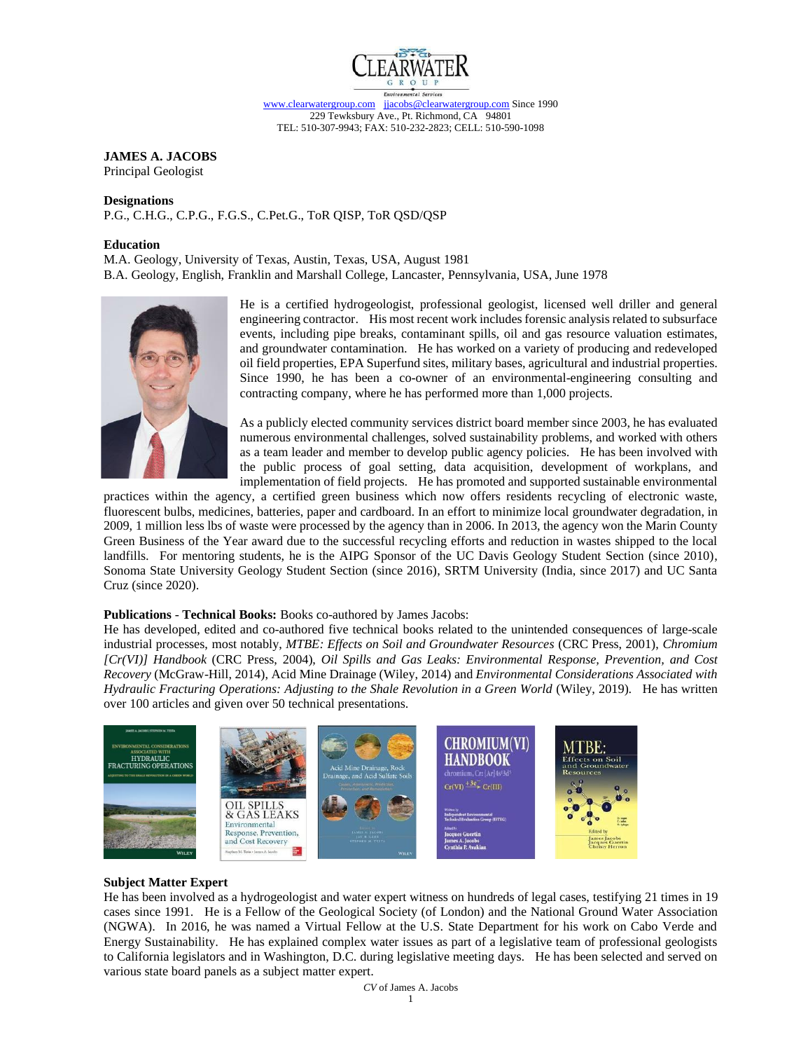CLEARWATER GROUP
Environmental Services

www.clearwatergroup.com jjacobs@clearwatergroup.com Since 1990
229 Tewksbury Ave., Pt. Richmond, CA 94801
TEL: 510-307-9943; FAX: 510-232-2823; CELL: 510-590-1098

**JAMES A. JACOBS**
Principal Geologist

**Designations**
P.G., C.H.G., C.P.G., F.G.S., C.Pet.G., ToR QISP, ToR QSD/QSP

**Education**
M.A. Geology, University of Texas, Austin, Texas, USA, August 1981
B.A. Geology, English, Franklin and Marshall College, Lancaster, Pennsylvania, USA, June 1978

He is a certified hydrogeologist, professional geologist, licensed well driller and general engineering contractor. His most recent work includes forensic analysis related to subsurface events, including pipe breaks, contaminant spills, oil and gas resource valuation estimates, and groundwater contamination. He has worked on a variety of producing and redeveloped oil field properties, EPA Superfund sites, military bases, agricultural and industrial properties. Since 1990, he has been a co-owner of an environmental-engineering consulting and contracting company, where he has performed more than 1,000 projects.

As a publicly elected community services district board member since 2003, he has evaluated numerous environmental challenges, solved sustainability problems, and worked with others as a team leader and member to develop public agency policies. He has been involved with the public process of goal setting, data acquisition, development of workplans, and implementation of field projects. He has promoted and supported sustainable environmental practices within the agency, a certified green business which now offers residents recycling of electronic waste, fluorescent bulbs, medicines, batteries, paper and cardboard. In an effort to minimize local groundwater degradation, in 2009, 1 million less lbs of waste were processed by the agency than in 2006. In 2013, the agency won the Marin County Green Business of the Year award due to the successful recycling efforts and reduction in wastes shipped to the local landfills. For mentoring students, he is the AIPG Sponsor of the UC Davis Geology Student Section (since 2010), Sonoma State University Geology Student Section (since 2016), SRTM University (India, since 2017) and UC Santa Cruz (since 2020).

**Publications - Technical Books:** Books co-authored by James Jacobs:
He has developed, edited and co-authored five technical books related to the unintended consequences of large-scale industrial processes, most notably, *MTBE: Effects on Soil and Groundwater Resources* (CRC Press, 2001), *Chromium [Cr(VI)] Handbook* (CRC Press, 2004), *Oil Spills and Gas Leaks: Environmental Response, Prevention, and Cost Recovery* (McGraw-Hill, 2014), Acid Mine Drainage (Wiley, 2014) and *Environmental Considerations Associated with Hydraulic Fracturing Operations: Adjusting to the Shale Revolution in a Green World* (Wiley, 2019). He has written over 100 articles and given over 50 technical presentations.

**Subject Matter Expert**
He has been involved as a hydrogeologist and water expert witness on hundreds of legal cases, testifying 21 times in 19 cases since 1991. He is a Fellow of the Geological Society (of London) and the National Ground Water Association (NGWA). In 2016, he was named a Virtual Fellow at the U.S. State Department for his work on Cabo Verde and Energy Sustainability. He has explained complex water issues as part of a legislative team of professional geologists to California legislators and in Washington, D.C. during legislative meeting days. He has been selected and served on various state board panels as a subject matter expert.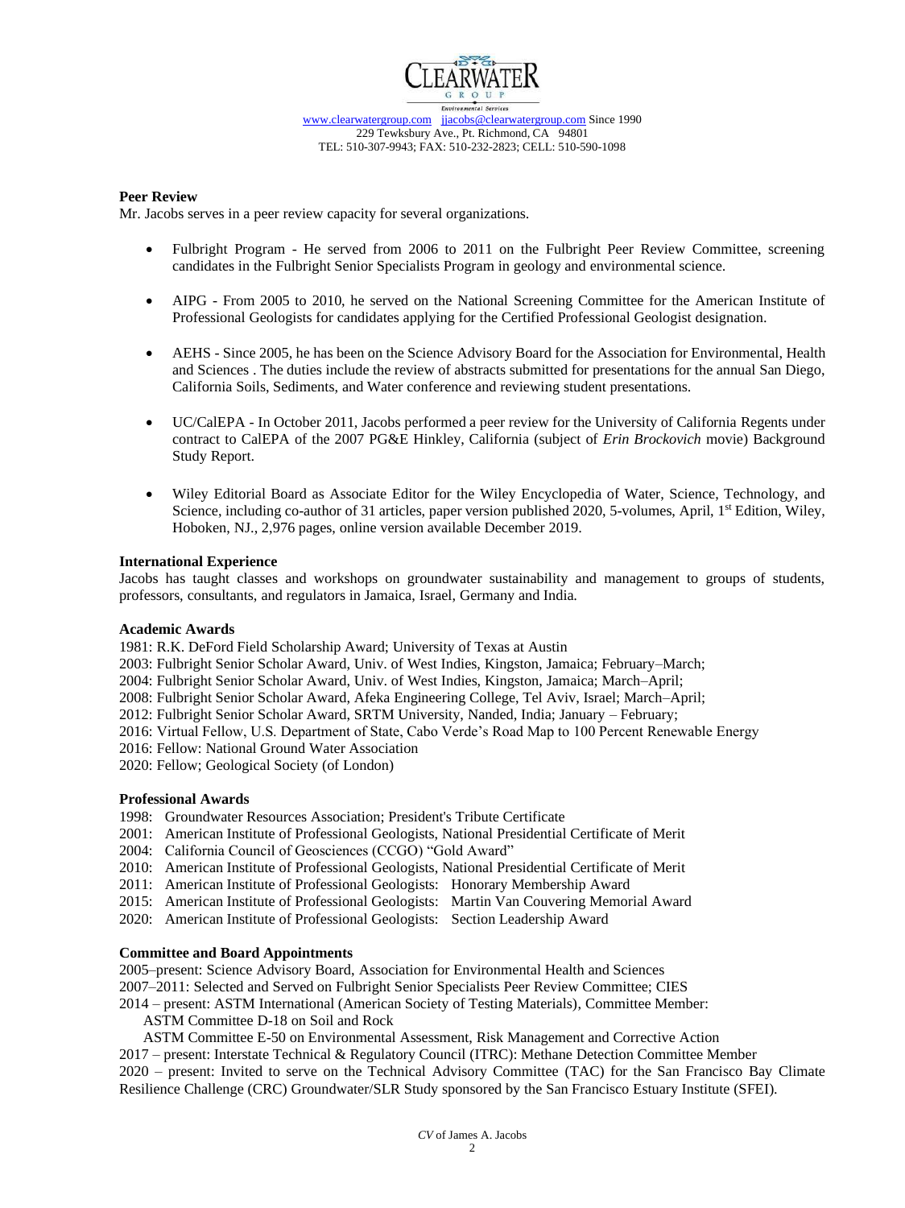CLEARWATER GROUP

Environmental Services

www.clearwatergroup.com jjacobs@clearwatergroup.com Since 1990
229 Tewksbury Ave., Pt. Richmond, CA 94801
TEL: 510-307-9943; FAX: 510-232-2823; CELL: 510-590-1098

**Peer Review**

Mr. Jacobs serves in a peer review capacity for several organizations.

- Fulbright Program - He served from 2006 to 2011 on the Fulbright Peer Review Committee, screening candidates in the Fulbright Senior Specialists Program in geology and environmental science.
- AIPG - From 2005 to 2010, he served on the National Screening Committee for the American Institute of Professional Geologists for candidates applying for the Certified Professional Geologist designation.
- AEHS - Since 2005, he has been on the Science Advisory Board for the Association for Environmental, Health and Sciences . The duties include the review of abstracts submitted for presentations for the annual San Diego, California Soils, Sediments, and Water conference and reviewing student presentations.
- UC/CalEPA - In October 2011, Jacobs performed a peer review for the University of California Regents under contract to CalEPA of the 2007 PG&E Hinkley, California (subject of *Erin Brockovich* movie) Background Study Report.
- Wiley Editorial Board as Associate Editor for the Wiley Encyclopedia of Water, Science, Technology, and Science, including co-author of 31 articles, paper version published 2020, 5-volumes, April, 1st Edition, Wiley, Hoboken, NJ., 2,976 pages, online version available December 2019.

**International Experience**

Jacobs has taught classes and workshops on groundwater sustainability and management to groups of students, professors, consultants, and regulators in Jamaica, Israel, Germany and India.

**Academic Awards**

1981: R.K. DeFord Field Scholarship Award; University of Texas at Austin
2003: Fulbright Senior Scholar Award, Univ. of West Indies, Kingston, Jamaica; February–March;
2004: Fulbright Senior Scholar Award, Univ. of West Indies, Kingston, Jamaica; March–April;
2008: Fulbright Senior Scholar Award, Afeka Engineering College, Tel Aviv, Israel; March–April;
2012: Fulbright Senior Scholar Award, SRTM University, Nanded, India; January – February;
2016: Virtual Fellow, U.S. Department of State, Cabo Verde's Road Map to 100 Percent Renewable Energy
2016: Fellow: National Ground Water Association
2020: Fellow; Geological Society (of London)

**Professional Awards**

1998: Groundwater Resources Association; President's Tribute Certificate
2001: American Institute of Professional Geologists, National Presidential Certificate of Merit
2004: California Council of Geosciences (CCGO) "Gold Award"
2010: American Institute of Professional Geologists, National Presidential Certificate of Merit
2011: American Institute of Professional Geologists: Honorary Membership Award
2015: American Institute of Professional Geologists: Martin Van Couvering Memorial Award
2020: American Institute of Professional Geologists: Section Leadership Award

**Committee and Board Appointments**

2005–present: Science Advisory Board, Association for Environmental Health and Sciences
2007–2011: Selected and Served on Fulbright Senior Specialists Peer Review Committee; CIES
2014 – present: ASTM International (American Society of Testing Materials), Committee Member:
ASTM Committee D-18 on Soil and Rock
ASTM Committee E-50 on Environmental Assessment, Risk Management and Corrective Action
2017 – present: Interstate Technical & Regulatory Council (ITRC): Methane Detection Committee Member
2020 – present: Invited to serve on the Technical Advisory Committee (TAC) for the San Francisco Bay Climate Resilience Challenge (CRC) Groundwater/SLR Study sponsored by the San Francisco Estuary Institute (SFEI).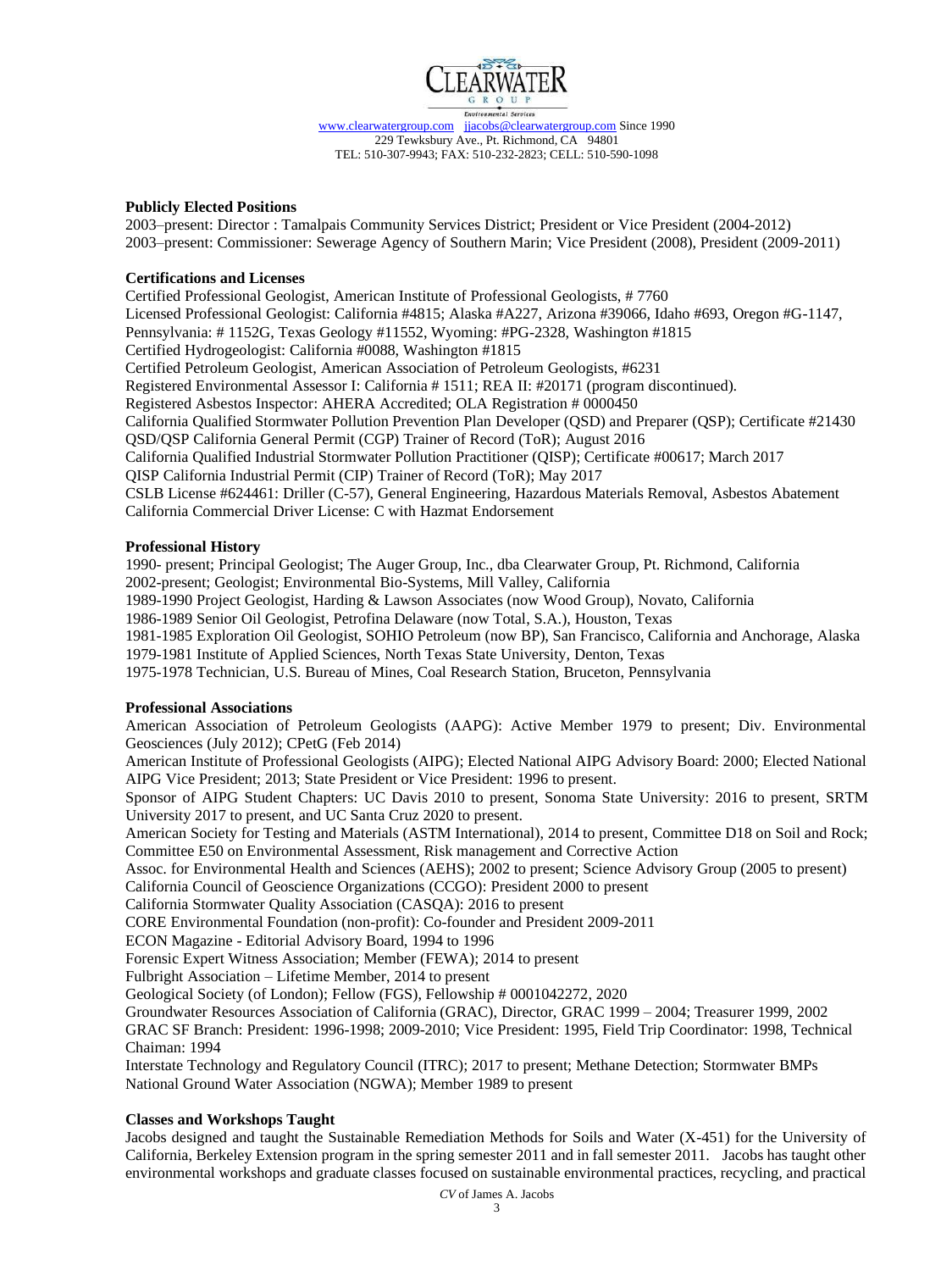**Publicly Elected Positions**

2003–present: Director : Tamalpais Community Services District; President or Vice President (2004-2012)
2003–present: Commissioner: Sewerage Agency of Southern Marin; Vice President (2008), President (2009-2011)

**Certifications and Licenses**

Certified Professional Geologist, American Institute of Professional Geologists, # 7760
Licensed Professional Geologist: California #4815; Alaska #A227, Arizona #39066, Idaho #693, Oregon #G-1147, Pennsylvania: # 1152G, Texas Geology #11552, Wyoming: #PG-2328, Washington #1815
Certified Hydrogeologist: California #0088, Washington #1815
Certified Petroleum Geologist, American Association of Petroleum Geologists, #6231
Registered Environmental Assessor I: California # 1511; REA II: #20171 (program discontinued).
Registered Asbestos Inspector: AHERA Accredited; OLA Registration # 0000450
California Qualified Stormwater Pollution Prevention Plan Developer (QSD) and Preparer (QSP); Certificate #21430
QSD/QSP California General Permit (CGP) Trainer of Record (ToR); August 2016
California Qualified Industrial Stormwater Pollution Practitioner (QISP); Certificate #00617; March 2017
QISP California Industrial Permit (CIP) Trainer of Record (ToR); May 2017
CSLB License #624461: Driller (C-57), General Engineering, Hazardous Materials Removal, Asbestos Abatement
California Commercial Driver License: C with Hazmat Endorsement

**Professional History**

1990- present; Principal Geologist; The Auger Group, Inc., dba Clearwater Group, Pt. Richmond, California
2002-present; Geologist; Environmental Bio-Systems, Mill Valley, California
1989-1990 Project Geologist, Harding & Lawson Associates (now Wood Group), Novato, California
1986-1989 Senior Oil Geologist, Petrofina Delaware (now Total, S.A.), Houston, Texas
1981-1985 Exploration Oil Geologist, SOHIO Petroleum (now BP), San Francisco, California and Anchorage, Alaska
1979-1981 Institute of Applied Sciences, North Texas State University, Denton, Texas
1975-1978 Technician, U.S. Bureau of Mines, Coal Research Station, Bruceton, Pennsylvania

**Professional Associations**

American Association of Petroleum Geologists (AAPG): Active Member 1979 to present; Div. Environmental Geosciences (July 2012); CPetG (Feb 2014)
American Institute of Professional Geologists (AIPG); Elected National AIPG Advisory Board: 2000; Elected National AIPG Vice President; 2013; State President or Vice President: 1996 to present.
Sponsor of AIPG Student Chapters: UC Davis 2010 to present, Sonoma State University: 2016 to present, SRTM University 2017 to present, and UC Santa Cruz 2020 to present.
American Society for Testing and Materials (ASTM International), 2014 to present, Committee D18 on Soil and Rock; Committee E50 on Environmental Assessment, Risk management and Corrective Action
Assoc. for Environmental Health and Sciences (AEHS); 2002 to present; Science Advisory Group (2005 to present)
California Council of Geoscience Organizations (CCGO): President 2000 to present
California Stormwater Quality Association (CASQA): 2016 to present
CORE Environmental Foundation (non-profit): Co-founder and President 2009-2011
ECON Magazine - Editorial Advisory Board, 1994 to 1996
Forensic Expert Witness Association; Member (FEWA); 2014 to present
Fulbright Association – Lifetime Member, 2014 to present
Geological Society (of London); Fellow (FGS), Fellowship # 0001042272, 2020
Groundwater Resources Association of California (GRAC), Director, GRAC 1999 – 2004; Treasurer 1999, 2002
GRAC SF Branch: President: 1996-1998; 2009-2010; Vice President: 1995, Field Trip Coordinator: 1998, Technical Chaiman: 1994
Interstate Technology and Regulatory Council (ITRC); 2017 to present; Methane Detection; Stormwater BMPs
National Ground Water Association (NGWA); Member 1989 to present

**Classes and Workshops Taught**

Jacobs designed and taught the Sustainable Remediation Methods for Soils and Water (X-451) for the University of California, Berkeley Extension program in the spring semester 2011 and in fall semester 2011. Jacobs has taught other environmental workshops and graduate classes focused on sustainable environmental practices, recycling, and practical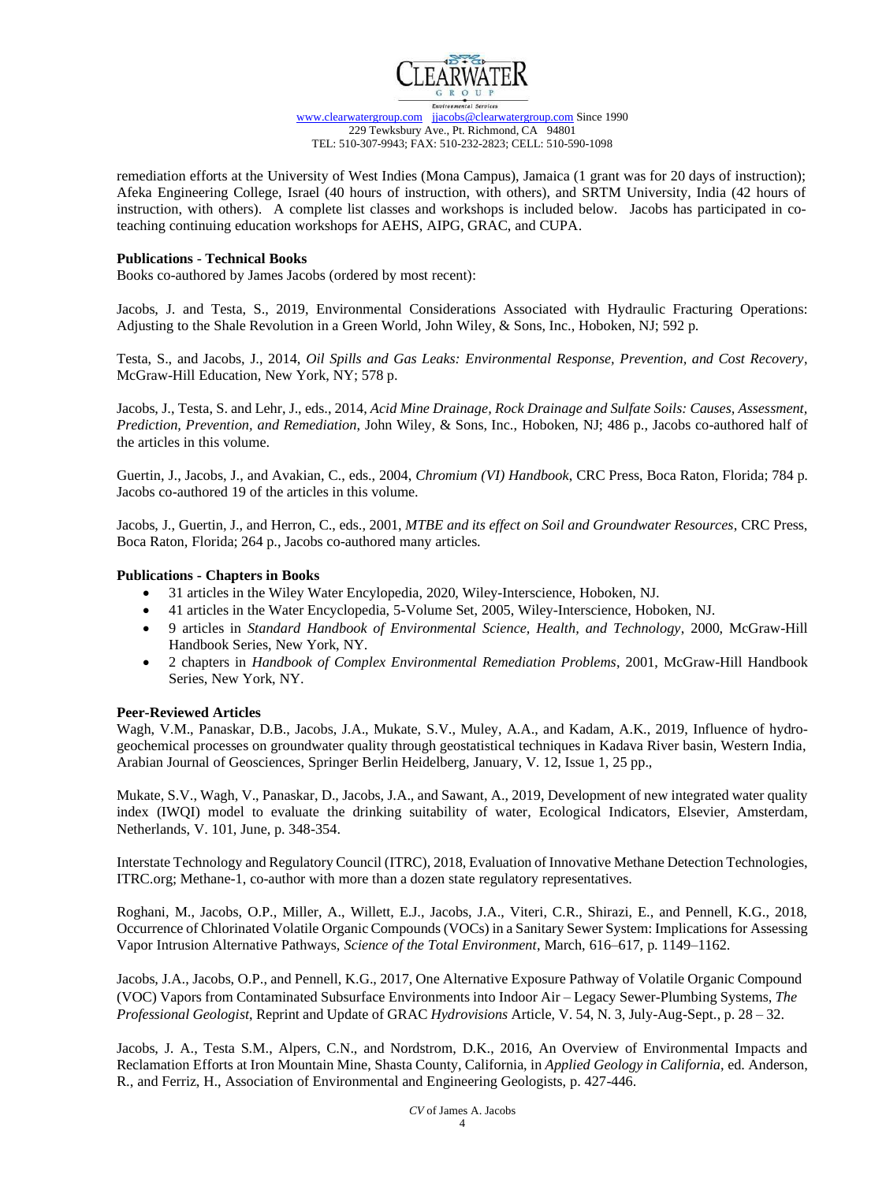remediation efforts at the University of West Indies (Mona Campus), Jamaica (1 grant was for 20 days of instruction); Afeka Engineering College, Israel (40 hours of instruction, with others), and SRTM University, India (42 hours of instruction, with others). A complete list classes and workshops is included below. Jacobs has participated in co-teaching continuing education workshops for AEHS, AIPG, GRAC, and CUPA.

**Publications - Technical Books**

Books co-authored by James Jacobs (ordered by most recent):

Jacobs, J. and Testa, S., 2019, Environmental Considerations Associated with Hydraulic Fracturing Operations: Adjusting to the Shale Revolution in a Green World, John Wiley, & Sons, Inc., Hoboken, NJ; 592 p.

Testa, S., and Jacobs, J., 2014, *Oil Spills and Gas Leaks: Environmental Response, Prevention, and Cost Recovery*, McGraw-Hill Education, New York, NY; 578 p.

Jacobs, J., Testa, S. and Lehr, J., eds., 2014, *Acid Mine Drainage, Rock Drainage and Sulfate Soils: Causes, Assessment, Prediction, Prevention, and Remediation*, John Wiley, & Sons, Inc., Hoboken, NJ; 486 p., Jacobs co-authored half of the articles in this volume.

Guertin, J., Jacobs, J., and Avakian, C., eds., 2004, *Chromium (VI) Handbook*, CRC Press, Boca Raton, Florida; 784 p. Jacobs co-authored 19 of the articles in this volume.

Jacobs, J., Guertin, J., and Herron, C., eds., 2001, *MTBE and its effect on Soil and Groundwater Resources*, CRC Press, Boca Raton, Florida; 264 p., Jacobs co-authored many articles.

**Publications - Chapters in Books**

- 31 articles in the Wiley Water Encylopedia, 2020, Wiley-Interscience, Hoboken, NJ.
- 41 articles in the Water Encyclopedia, 5-Volume Set, 2005, Wiley-Interscience, Hoboken, NJ.
- 9 articles in *Standard Handbook of Environmental Science, Health, and Technology*, 2000, McGraw-Hill Handbook Series, New York, NY.
- 2 chapters in *Handbook of Complex Environmental Remediation Problems*, 2001, McGraw-Hill Handbook Series, New York, NY.

**Peer-Reviewed Articles**

Wagh, V.M., Panaskar, D.B., Jacobs, J.A., Mukate, S.V., Muley, A.A., and Kadam, A.K., 2019, Influence of hydro-geochemical processes on groundwater quality through geostatistical techniques in Kadava River basin, Western India, Arabian Journal of Geosciences, Springer Berlin Heidelberg, January, V. 12, Issue 1, 25 pp.,

Mukate, S.V., Wagh, V., Panaskar, D., Jacobs, J.A., and Sawant, A., 2019, Development of new integrated water quality index (IWQI) model to evaluate the drinking suitability of water, Ecological Indicators, Elsevier, Amsterdam, Netherlands, V. 101, June, p. 348-354.

Interstate Technology and Regulatory Council (ITRC), 2018, Evaluation of Innovative Methane Detection Technologies, ITRC.org; Methane-1, co-author with more than a dozen state regulatory representatives.

Roghani, M., Jacobs, O.P., Miller, A., Willett, E.J., Jacobs, J.A., Viteri, C.R., Shirazi, E., and Pennell, K.G., 2018, Occurrence of Chlorinated Volatile Organic Compounds (VOCs) in a Sanitary Sewer System: Implications for Assessing Vapor Intrusion Alternative Pathways, *Science of the Total Environment*, March, 616–617, p. 1149–1162.

Jacobs, J.A., Jacobs, O.P., and Pennell, K.G., 2017, One Alternative Exposure Pathway of Volatile Organic Compound (VOC) Vapors from Contaminated Subsurface Environments into Indoor Air – Legacy Sewer-Plumbing Systems, *The Professional Geologist*, Reprint and Update of GRAC *Hydrovisions* Article, V. 54, N. 3, July-Aug-Sept., p. 28 – 32.

Jacobs, J. A., Testa S.M., Alpers, C.N., and Nordstrom, D.K., 2016, An Overview of Environmental Impacts and Reclamation Efforts at Iron Mountain Mine, Shasta County, California, in *Applied Geology in California*, ed. Anderson, R., and Ferriz, H., Association of Environmental and Engineering Geologists, p. 427-446.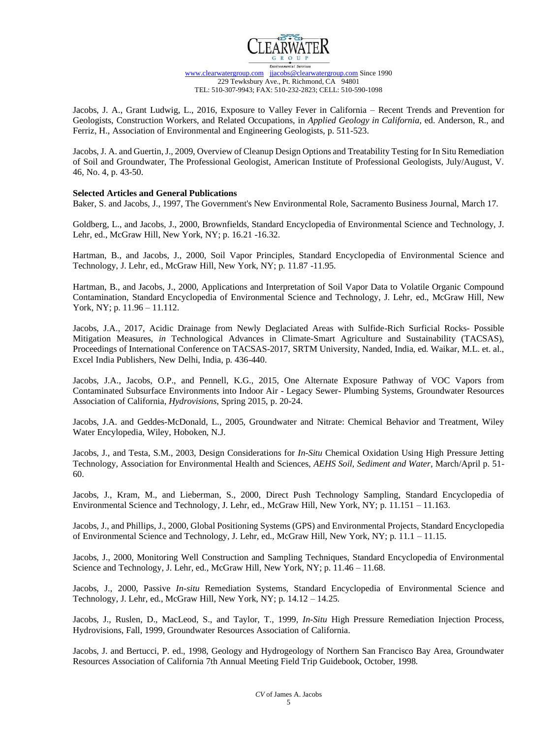Jacobs, J. A., Grant Ludwig, L., 2016, Exposure to Valley Fever in California – Recent Trends and Prevention for Geologists, Construction Workers, and Related Occupations, in *Applied Geology in California*, ed. Anderson, R., and Ferriz, H., Association of Environmental and Engineering Geologists, p. 511-523.

Jacobs, J. A. and Guertin, J., 2009, Overview of Cleanup Design Options and Treatability Testing for In Situ Remediation of Soil and Groundwater, The Professional Geologist, American Institute of Professional Geologists, July/August, V. 46, No. 4, p. 43-50.

**Selected Articles and General Publications**

Baker, S. and Jacobs, J., 1997, The Government's New Environmental Role, Sacramento Business Journal, March 17.

Goldberg, L., and Jacobs, J., 2000, Brownfields, Standard Encyclopedia of Environmental Science and Technology, J. Lehr, ed., McGraw Hill, New York, NY; p. 16.21 -16.32.

Hartman, B., and Jacobs, J., 2000, Soil Vapor Principles, Standard Encyclopedia of Environmental Science and Technology, J. Lehr, ed., McGraw Hill, New York, NY; p. 11.87 -11.95.

Hartman, B., and Jacobs, J., 2000, Applications and Interpretation of Soil Vapor Data to Volatile Organic Compound Contamination, Standard Encyclopedia of Environmental Science and Technology, J. Lehr, ed., McGraw Hill, New York, NY; p. 11.96 – 11.112.

Jacobs, J.A., 2017, Acidic Drainage from Newly Deglaciated Areas with Sulfide-Rich Surficial Rocks- Possible Mitigation Measures, *in* Technological Advances in Climate-Smart Agriculture and Sustainability (TACSAS), Proceedings of International Conference on TACSAS-2017, SRTM University, Nanded, India, ed. Waikar, M.L. et. al., Excel India Publishers, New Delhi, India, p. 436-440.

Jacobs, J.A., Jacobs, O.P., and Pennell, K.G., 2015, One Alternate Exposure Pathway of VOC Vapors from Contaminated Subsurface Environments into Indoor Air - Legacy Sewer- Plumbing Systems, Groundwater Resources Association of California, *Hydrovisions*, Spring 2015, p. 20-24.

Jacobs, J.A. and Geddes-McDonald, L., 2005, Groundwater and Nitrate: Chemical Behavior and Treatment, Wiley Water Encylopedia, Wiley, Hoboken, N.J.

Jacobs, J., and Testa, S.M., 2003, Design Considerations for *In-Situ* Chemical Oxidation Using High Pressure Jetting Technology, Association for Environmental Health and Sciences, *AEHS Soil, Sediment and Water*, March/April p. 51-60.

Jacobs, J., Kram, M., and Lieberman, S., 2000, Direct Push Technology Sampling, Standard Encyclopedia of Environmental Science and Technology, J. Lehr, ed., McGraw Hill, New York, NY; p. 11.151 – 11.163.

Jacobs, J., and Phillips, J., 2000, Global Positioning Systems (GPS) and Environmental Projects, Standard Encyclopedia of Environmental Science and Technology, J. Lehr, ed., McGraw Hill, New York, NY; p. 11.1 – 11.15.

Jacobs, J., 2000, Monitoring Well Construction and Sampling Techniques, Standard Encyclopedia of Environmental Science and Technology, J. Lehr, ed., McGraw Hill, New York, NY; p. 11.46 – 11.68.

Jacobs, J., 2000, Passive *In-situ* Remediation Systems, Standard Encyclopedia of Environmental Science and Technology, J. Lehr, ed., McGraw Hill, New York, NY; p. 14.12 – 14.25.

Jacobs, J., Ruslen, D., MacLeod, S., and Taylor, T., 1999, *In-Situ* High Pressure Remediation Injection Process, Hydrovisions, Fall, 1999, Groundwater Resources Association of California.

Jacobs, J. and Bertucci, P. ed., 1998, Geology and Hydrogeology of Northern San Francisco Bay Area, Groundwater Resources Association of California 7th Annual Meeting Field Trip Guidebook, October, 1998.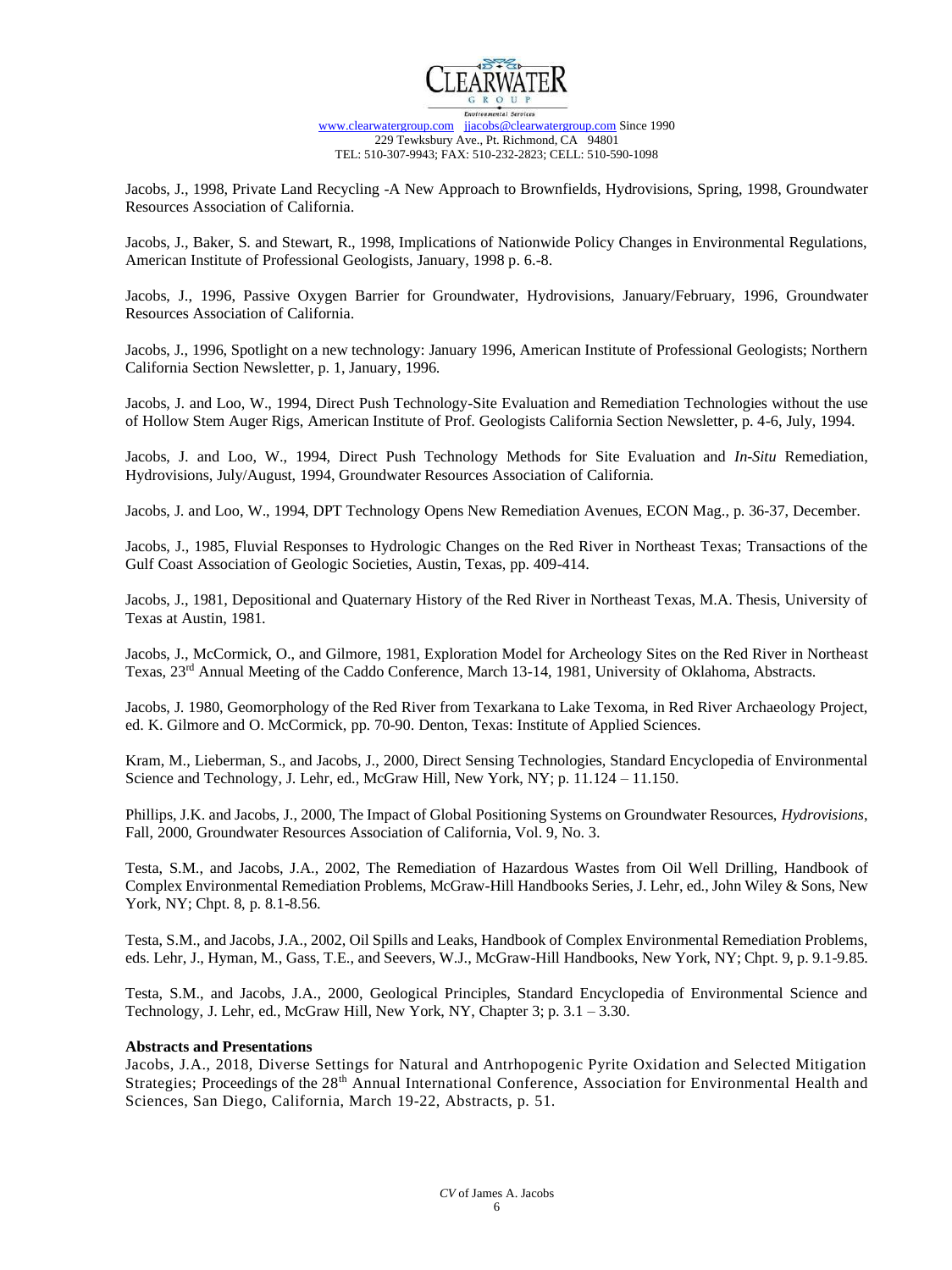Jacobs, J., 1998, Private Land Recycling -A New Approach to Brownfields, Hydrovisions, Spring, 1998, Groundwater Resources Association of California.

Jacobs, J., Baker, S. and Stewart, R., 1998, Implications of Nationwide Policy Changes in Environmental Regulations, American Institute of Professional Geologists, January, 1998 p. 6.-8.

Jacobs, J., 1996, Passive Oxygen Barrier for Groundwater, Hydrovisions, January/February, 1996, Groundwater Resources Association of California.

Jacobs, J., 1996, Spotlight on a new technology: January 1996, American Institute of Professional Geologists; Northern California Section Newsletter, p. 1, January, 1996.

Jacobs, J. and Loo, W., 1994, Direct Push Technology-Site Evaluation and Remediation Technologies without the use of Hollow Stem Auger Rigs, American Institute of Prof. Geologists California Section Newsletter, p. 4-6, July, 1994.

Jacobs, J. and Loo, W., 1994, Direct Push Technology Methods for Site Evaluation and *In-Situ* Remediation, Hydrovisions, July/August, 1994, Groundwater Resources Association of California.

Jacobs, J. and Loo, W., 1994, DPT Technology Opens New Remediation Avenues, ECON Mag., p. 36-37, December.

Jacobs, J., 1985, Fluvial Responses to Hydrologic Changes on the Red River in Northeast Texas; Transactions of the Gulf Coast Association of Geologic Societies, Austin, Texas, pp. 409-414.

Jacobs, J., 1981, Depositional and Quaternary History of the Red River in Northeast Texas, M.A. Thesis, University of Texas at Austin, 1981.

Jacobs, J., McCormick, O., and Gilmore, 1981, Exploration Model for Archeology Sites on the Red River in Northeast Texas, 23rd Annual Meeting of the Caddo Conference, March 13-14, 1981, University of Oklahoma, Abstracts.

Jacobs, J. 1980, Geomorphology of the Red River from Texarkana to Lake Texoma, in Red River Archaeology Project, ed. K. Gilmore and O. McCormick, pp. 70-90. Denton, Texas: Institute of Applied Sciences.

Kram, M., Lieberman, S., and Jacobs, J., 2000, Direct Sensing Technologies, Standard Encyclopedia of Environmental Science and Technology, J. Lehr, ed., McGraw Hill, New York, NY; p. 11.124 – 11.150.

Phillips, J.K. and Jacobs, J., 2000, The Impact of Global Positioning Systems on Groundwater Resources, *Hydrovisions*, Fall, 2000, Groundwater Resources Association of California, Vol. 9, No. 3.

Testa, S.M., and Jacobs, J.A., 2002, The Remediation of Hazardous Wastes from Oil Well Drilling, Handbook of Complex Environmental Remediation Problems, McGraw-Hill Handbooks Series, J. Lehr, ed., John Wiley & Sons, New York, NY; Chpt. 8, p. 8.1-8.56.

Testa, S.M., and Jacobs, J.A., 2002, Oil Spills and Leaks, Handbook of Complex Environmental Remediation Problems, eds. Lehr, J., Hyman, M., Gass, T.E., and Seevers, W.J., McGraw-Hill Handbooks, New York, NY; Chpt. 9, p. 9.1-9.85.

Testa, S.M., and Jacobs, J.A., 2000, Geological Principles, Standard Encyclopedia of Environmental Science and Technology, J. Lehr, ed., McGraw Hill, New York, NY, Chapter 3; p. 3.1 – 3.30.

**Abstracts and Presentations**

Jacobs, J.A., 2018, Diverse Settings for Natural and Antrhopogenic Pyrite Oxidation and Selected Mitigation Strategies; Proceedings of the 28th Annual International Conference, Association for Environmental Health and Sciences, San Diego, California, March 19-22, Abstracts, p. 51.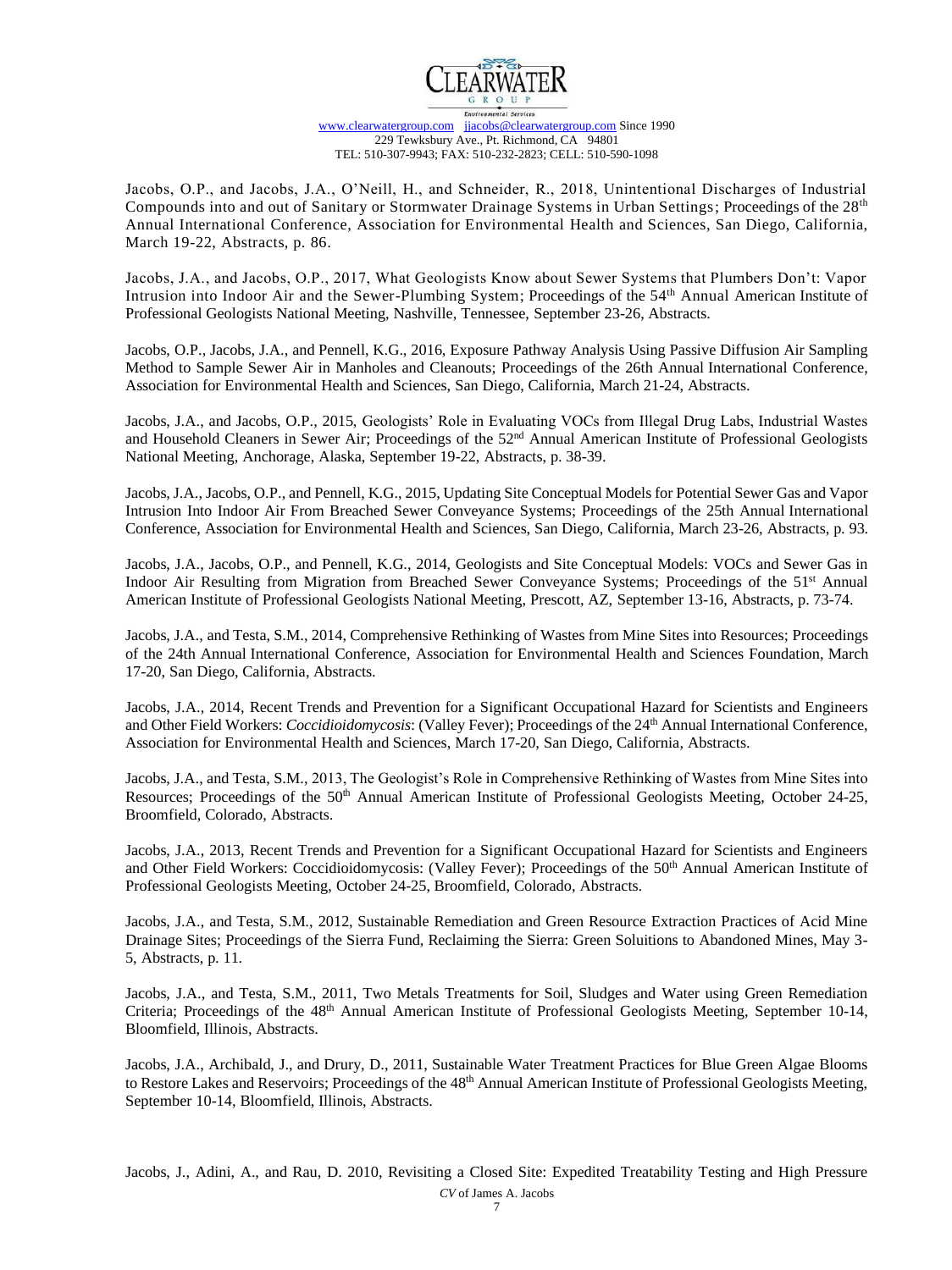Jacobs, O.P., and Jacobs, J.A., O'Neill, H., and Schneider, R., 2018, Unintentional Discharges of Industrial Compounds into and out of Sanitary or Stormwater Drainage Systems in Urban Settings; Proceedings of the 28th Annual International Conference, Association for Environmental Health and Sciences, San Diego, California, March 19-22, Abstracts, p. 86.

Jacobs, J.A., and Jacobs, O.P., 2017, What Geologists Know about Sewer Systems that Plumbers Don't: Vapor Intrusion into Indoor Air and the Sewer-Plumbing System; Proceedings of the 54th Annual American Institute of Professional Geologists National Meeting, Nashville, Tennessee, September 23-26, Abstracts.

Jacobs, O.P., Jacobs, J.A., and Pennell, K.G., 2016, Exposure Pathway Analysis Using Passive Diffusion Air Sampling Method to Sample Sewer Air in Manholes and Cleanouts; Proceedings of the 26th Annual International Conference, Association for Environmental Health and Sciences, San Diego, California, March 21-24, Abstracts.

Jacobs, J.A., and Jacobs, O.P., 2015, Geologists' Role in Evaluating VOCs from Illegal Drug Labs, Industrial Wastes and Household Cleaners in Sewer Air; Proceedings of the 52nd Annual American Institute of Professional Geologists National Meeting, Anchorage, Alaska, September 19-22, Abstracts, p. 38-39.

Jacobs, J.A., Jacobs, O.P., and Pennell, K.G., 2015, Updating Site Conceptual Models for Potential Sewer Gas and Vapor Intrusion Into Indoor Air From Breached Sewer Conveyance Systems; Proceedings of the 25th Annual International Conference, Association for Environmental Health and Sciences, San Diego, California, March 23-26, Abstracts, p. 93.

Jacobs, J.A., Jacobs, O.P., and Pennell, K.G., 2014, Geologists and Site Conceptual Models: VOCs and Sewer Gas in Indoor Air Resulting from Migration from Breached Sewer Conveyance Systems; Proceedings of the 51st Annual American Institute of Professional Geologists National Meeting, Prescott, AZ, September 13-16, Abstracts, p. 73-74.

Jacobs, J.A., and Testa, S.M., 2014, Comprehensive Rethinking of Wastes from Mine Sites into Resources; Proceedings of the 24th Annual International Conference, Association for Environmental Health and Sciences Foundation, March 17-20, San Diego, California, Abstracts.

Jacobs, J.A., 2014, Recent Trends and Prevention for a Significant Occupational Hazard for Scientists and Engineers and Other Field Workers: *Coccidioidomycosis*: (Valley Fever); Proceedings of the 24th Annual International Conference, Association for Environmental Health and Sciences, March 17-20, San Diego, California, Abstracts.

Jacobs, J.A., and Testa, S.M., 2013, The Geologist's Role in Comprehensive Rethinking of Wastes from Mine Sites into Resources; Proceedings of the 50th Annual American Institute of Professional Geologists Meeting, October 24-25, Broomfield, Colorado, Abstracts.

Jacobs, J.A., 2013, Recent Trends and Prevention for a Significant Occupational Hazard for Scientists and Engineers and Other Field Workers: Coccidioidomycosis: (Valley Fever); Proceedings of the 50th Annual American Institute of Professional Geologists Meeting, October 24-25, Broomfield, Colorado, Abstracts.

Jacobs, J.A., and Testa, S.M., 2012, Sustainable Remediation and Green Resource Extraction Practices of Acid Mine Drainage Sites; Proceedings of the Sierra Fund, Reclaiming the Sierra: Green Soluitions to Abandoned Mines, May 3-5, Abstracts, p. 11.

Jacobs, J.A., and Testa, S.M., 2011, Two Metals Treatments for Soil, Sludges and Water using Green Remediation Criteria; Proceedings of the 48th Annual American Institute of Professional Geologists Meeting, September 10-14, Bloomfield, Illinois, Abstracts.

Jacobs, J.A., Archibald, J., and Drury, D., 2011, Sustainable Water Treatment Practices for Blue Green Algae Blooms to Restore Lakes and Reservoirs; Proceedings of the 48th Annual American Institute of Professional Geologists Meeting, September 10-14, Bloomfield, Illinois, Abstracts.

Jacobs, J., Adini, A., and Rau, D. 2010, Revisiting a Closed Site: Expedited Treatability Testing and High Pressure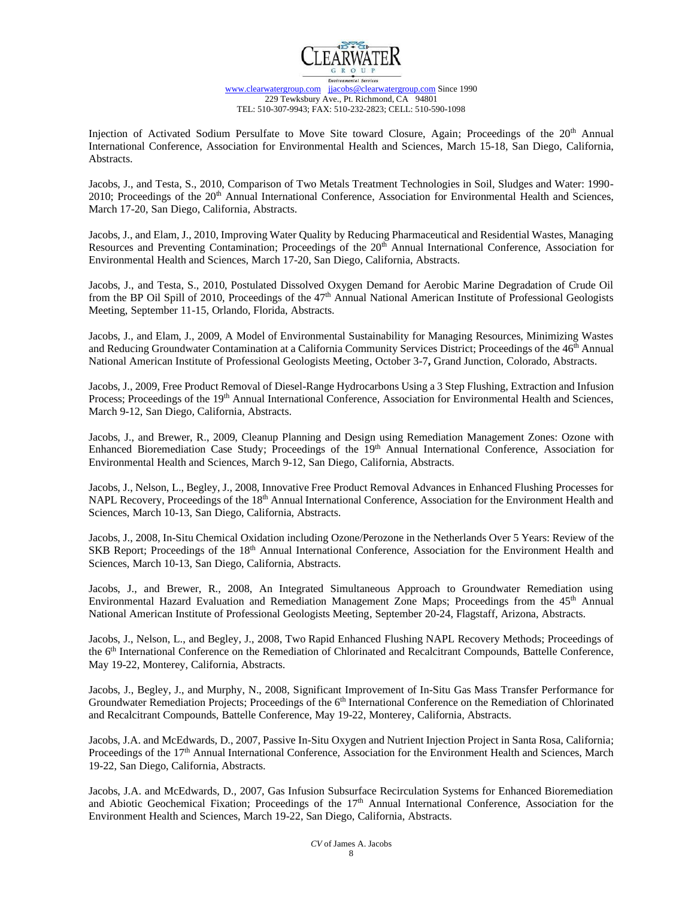Injection of Activated Sodium Persulfate to Move Site toward Closure, Again; Proceedings of the 20th Annual International Conference, Association for Environmental Health and Sciences, March 15-18, San Diego, California, Abstracts.

Jacobs, J., and Testa, S., 2010, Comparison of Two Metals Treatment Technologies in Soil, Sludges and Water: 1990-2010; Proceedings of the 20th Annual International Conference, Association for Environmental Health and Sciences, March 17-20, San Diego, California, Abstracts.

Jacobs, J., and Elam, J., 2010, Improving Water Quality by Reducing Pharmaceutical and Residential Wastes, Managing Resources and Preventing Contamination; Proceedings of the 20th Annual International Conference, Association for Environmental Health and Sciences, March 17-20, San Diego, California, Abstracts.

Jacobs, J., and Testa, S., 2010, Postulated Dissolved Oxygen Demand for Aerobic Marine Degradation of Crude Oil from the BP Oil Spill of 2010, Proceedings of the 47th Annual National American Institute of Professional Geologists Meeting, September 11-15, Orlando, Florida, Abstracts.

Jacobs, J., and Elam, J., 2009, A Model of Environmental Sustainability for Managing Resources, Minimizing Wastes and Reducing Groundwater Contamination at a California Community Services District; Proceedings of the 46th Annual National American Institute of Professional Geologists Meeting, October 3-7**,** Grand Junction, Colorado, Abstracts.

Jacobs, J., 2009, Free Product Removal of Diesel-Range Hydrocarbons Using a 3 Step Flushing, Extraction and Infusion Process; Proceedings of the 19th Annual International Conference, Association for Environmental Health and Sciences, March 9-12, San Diego, California, Abstracts.

Jacobs, J., and Brewer, R., 2009, Cleanup Planning and Design using Remediation Management Zones: Ozone with Enhanced Bioremediation Case Study; Proceedings of the 19th Annual International Conference, Association for Environmental Health and Sciences, March 9-12, San Diego, California, Abstracts.

Jacobs, J., Nelson, L., Begley, J., 2008, Innovative Free Product Removal Advances in Enhanced Flushing Processes for NAPL Recovery, Proceedings of the 18th Annual International Conference, Association for the Environment Health and Sciences, March 10-13, San Diego, California, Abstracts.

Jacobs, J., 2008, In-Situ Chemical Oxidation including Ozone/Perozone in the Netherlands Over 5 Years: Review of the SKB Report; Proceedings of the 18th Annual International Conference, Association for the Environment Health and Sciences, March 10-13, San Diego, California, Abstracts.

Jacobs, J., and Brewer, R., 2008, An Integrated Simultaneous Approach to Groundwater Remediation using Environmental Hazard Evaluation and Remediation Management Zone Maps; Proceedings from the 45th Annual National American Institute of Professional Geologists Meeting, September 20-24, Flagstaff, Arizona, Abstracts.

Jacobs, J., Nelson, L., and Begley, J., 2008, Two Rapid Enhanced Flushing NAPL Recovery Methods; Proceedings of the 6th International Conference on the Remediation of Chlorinated and Recalcitrant Compounds, Battelle Conference, May 19-22, Monterey, California, Abstracts.

Jacobs, J., Begley, J., and Murphy, N., 2008, Significant Improvement of In-Situ Gas Mass Transfer Performance for Groundwater Remediation Projects; Proceedings of the 6th International Conference on the Remediation of Chlorinated and Recalcitrant Compounds, Battelle Conference, May 19-22, Monterey, California, Abstracts.

Jacobs, J.A. and McEdwards, D., 2007, Passive In-Situ Oxygen and Nutrient Injection Project in Santa Rosa, California; Proceedings of the 17th Annual International Conference, Association for the Environment Health and Sciences, March 19-22, San Diego, California, Abstracts.

Jacobs, J.A. and McEdwards, D., 2007, Gas Infusion Subsurface Recirculation Systems for Enhanced Bioremediation and Abiotic Geochemical Fixation; Proceedings of the 17th Annual International Conference, Association for the Environment Health and Sciences, March 19-22, San Diego, California, Abstracts.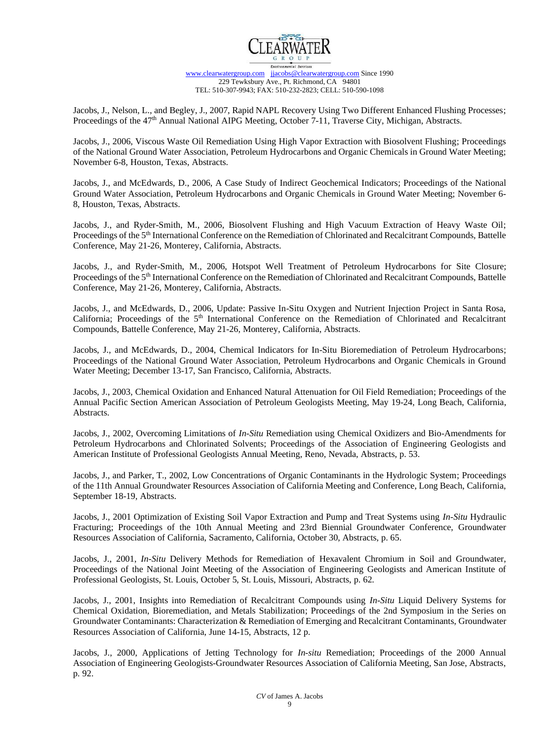Jacobs, J., Nelson, L., and Begley, J., 2007, Rapid NAPL Recovery Using Two Different Enhanced Flushing Processes; Proceedings of the 47th Annual National AIPG Meeting, October 7-11, Traverse City, Michigan, Abstracts.

Jacobs, J., 2006, Viscous Waste Oil Remediation Using High Vapor Extraction with Biosolvent Flushing; Proceedings of the National Ground Water Association, Petroleum Hydrocarbons and Organic Chemicals in Ground Water Meeting; November 6-8, Houston, Texas, Abstracts.

Jacobs, J., and McEdwards, D., 2006, A Case Study of Indirect Geochemical Indicators; Proceedings of the National Ground Water Association, Petroleum Hydrocarbons and Organic Chemicals in Ground Water Meeting; November 6-8, Houston, Texas, Abstracts.

Jacobs, J., and Ryder-Smith, M., 2006, Biosolvent Flushing and High Vacuum Extraction of Heavy Waste Oil; Proceedings of the 5th International Conference on the Remediation of Chlorinated and Recalcitrant Compounds, Battelle Conference, May 21-26, Monterey, California, Abstracts.

Jacobs, J., and Ryder-Smith, M., 2006, Hotspot Well Treatment of Petroleum Hydrocarbons for Site Closure; Proceedings of the 5th International Conference on the Remediation of Chlorinated and Recalcitrant Compounds, Battelle Conference, May 21-26, Monterey, California, Abstracts.

Jacobs, J., and McEdwards, D., 2006, Update: Passive In-Situ Oxygen and Nutrient Injection Project in Santa Rosa, California; Proceedings of the 5th International Conference on the Remediation of Chlorinated and Recalcitrant Compounds, Battelle Conference, May 21-26, Monterey, California, Abstracts.

Jacobs, J., and McEdwards, D., 2004, Chemical Indicators for In-Situ Bioremediation of Petroleum Hydrocarbons; Proceedings of the National Ground Water Association, Petroleum Hydrocarbons and Organic Chemicals in Ground Water Meeting; December 13-17, San Francisco, California, Abstracts.

Jacobs, J., 2003, Chemical Oxidation and Enhanced Natural Attenuation for Oil Field Remediation; Proceedings of the Annual Pacific Section American Association of Petroleum Geologists Meeting, May 19-24, Long Beach, California, Abstracts.

Jacobs, J., 2002, Overcoming Limitations of *In-Situ* Remediation using Chemical Oxidizers and Bio-Amendments for Petroleum Hydrocarbons and Chlorinated Solvents; Proceedings of the Association of Engineering Geologists and American Institute of Professional Geologists Annual Meeting, Reno, Nevada, Abstracts, p. 53.

Jacobs, J., and Parker, T., 2002, Low Concentrations of Organic Contaminants in the Hydrologic System; Proceedings of the 11th Annual Groundwater Resources Association of California Meeting and Conference, Long Beach, California, September 18-19, Abstracts.

Jacobs, J., 2001 Optimization of Existing Soil Vapor Extraction and Pump and Treat Systems using *In-Situ* Hydraulic Fracturing; Proceedings of the 10th Annual Meeting and 23rd Biennial Groundwater Conference, Groundwater Resources Association of California, Sacramento, California, October 30, Abstracts, p. 65.

Jacobs, J., 2001, *In-Situ* Delivery Methods for Remediation of Hexavalent Chromium in Soil and Groundwater, Proceedings of the National Joint Meeting of the Association of Engineering Geologists and American Institute of Professional Geologists, St. Louis, October 5, St. Louis, Missouri, Abstracts, p. 62.

Jacobs, J., 2001, Insights into Remediation of Recalcitrant Compounds using *In-Situ* Liquid Delivery Systems for Chemical Oxidation, Bioremediation, and Metals Stabilization; Proceedings of the 2nd Symposium in the Series on Groundwater Contaminants: Characterization & Remediation of Emerging and Recalcitrant Contaminants, Groundwater Resources Association of California, June 14-15, Abstracts, 12 p.

Jacobs, J., 2000, Applications of Jetting Technology for *In-situ* Remediation; Proceedings of the 2000 Annual Association of Engineering Geologists-Groundwater Resources Association of California Meeting, San Jose, Abstracts, p. 92.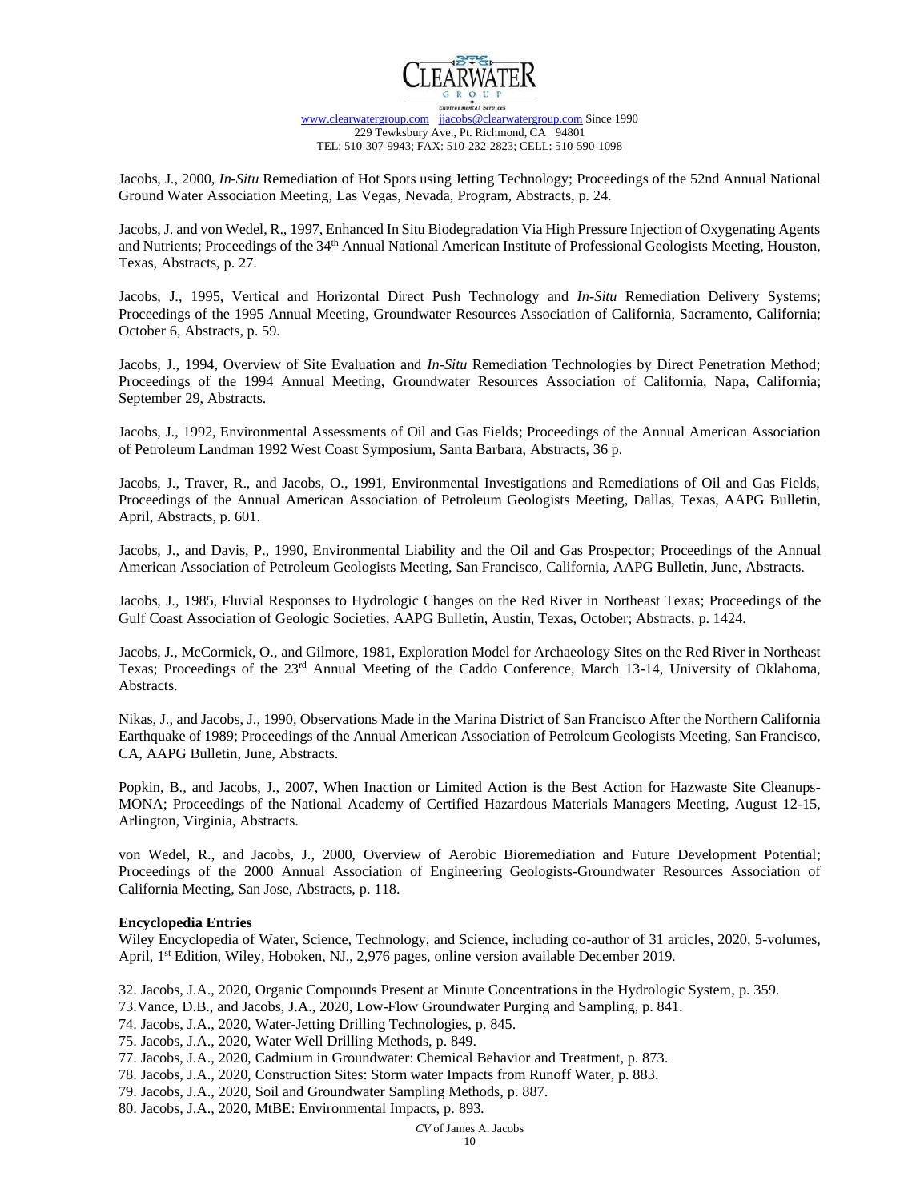Jacobs, J., 2000, *In-Situ* Remediation of Hot Spots using Jetting Technology; Proceedings of the 52nd Annual National Ground Water Association Meeting, Las Vegas, Nevada, Program, Abstracts, p. 24.

Jacobs, J. and von Wedel, R., 1997, Enhanced In Situ Biodegradation Via High Pressure Injection of Oxygenating Agents and Nutrients; Proceedings of the 34th Annual National American Institute of Professional Geologists Meeting, Houston, Texas, Abstracts, p. 27.

Jacobs, J., 1995, Vertical and Horizontal Direct Push Technology and *In-Situ* Remediation Delivery Systems; Proceedings of the 1995 Annual Meeting, Groundwater Resources Association of California, Sacramento, California; October 6, Abstracts, p. 59.

Jacobs, J., 1994, Overview of Site Evaluation and *In-Situ* Remediation Technologies by Direct Penetration Method; Proceedings of the 1994 Annual Meeting, Groundwater Resources Association of California, Napa, California; September 29, Abstracts.

Jacobs, J., 1992, Environmental Assessments of Oil and Gas Fields; Proceedings of the Annual American Association of Petroleum Landman 1992 West Coast Symposium, Santa Barbara, Abstracts, 36 p.

Jacobs, J., Traver, R., and Jacobs, O., 1991, Environmental Investigations and Remediations of Oil and Gas Fields, Proceedings of the Annual American Association of Petroleum Geologists Meeting, Dallas, Texas, AAPG Bulletin, April, Abstracts, p. 601.

Jacobs, J., and Davis, P., 1990, Environmental Liability and the Oil and Gas Prospector; Proceedings of the Annual American Association of Petroleum Geologists Meeting, San Francisco, California, AAPG Bulletin, June, Abstracts.

Jacobs, J., 1985, Fluvial Responses to Hydrologic Changes on the Red River in Northeast Texas; Proceedings of the Gulf Coast Association of Geologic Societies, AAPG Bulletin, Austin, Texas, October; Abstracts, p. 1424.

Jacobs, J., McCormick, O., and Gilmore, 1981, Exploration Model for Archaeology Sites on the Red River in Northeast Texas; Proceedings of the 23rd Annual Meeting of the Caddo Conference, March 13-14, University of Oklahoma, Abstracts.

Nikas, J., and Jacobs, J., 1990, Observations Made in the Marina District of San Francisco After the Northern California Earthquake of 1989; Proceedings of the Annual American Association of Petroleum Geologists Meeting, San Francisco, CA, AAPG Bulletin, June, Abstracts.

Popkin, B., and Jacobs, J., 2007, When Inaction or Limited Action is the Best Action for Hazwaste Site Cleanups-MONA; Proceedings of the National Academy of Certified Hazardous Materials Managers Meeting, August 12-15, Arlington, Virginia, Abstracts.

von Wedel, R., and Jacobs, J., 2000, Overview of Aerobic Bioremediation and Future Development Potential; Proceedings of the 2000 Annual Association of Engineering Geologists-Groundwater Resources Association of California Meeting, San Jose, Abstracts, p. 118.

**Encyclopedia Entries**

Wiley Encyclopedia of Water, Science, Technology, and Science, including co-author of 31 articles, 2020, 5-volumes, April, 1st Edition, Wiley, Hoboken, NJ., 2,976 pages, online version available December 2019.

32. Jacobs, J.A., 2020, Organic Compounds Present at Minute Concentrations in the Hydrologic System, p. 359.
73. Vance, D.B., and Jacobs, J.A., 2020, Low-Flow Groundwater Purging and Sampling, p. 841.
74. Jacobs, J.A., 2020, Water-Jetting Drilling Technologies, p. 845.
75. Jacobs, J.A., 2020, Water Well Drilling Methods, p. 849.
77. Jacobs, J.A., 2020, Cadmium in Groundwater: Chemical Behavior and Treatment, p. 873.
78. Jacobs, J.A., 2020, Construction Sites: Storm water Impacts from Runoff Water, p. 883.
79. Jacobs, J.A., 2020, Soil and Groundwater Sampling Methods, p. 887.
80. Jacobs, J.A., 2020, MtBE: Environmental Impacts, p. 893.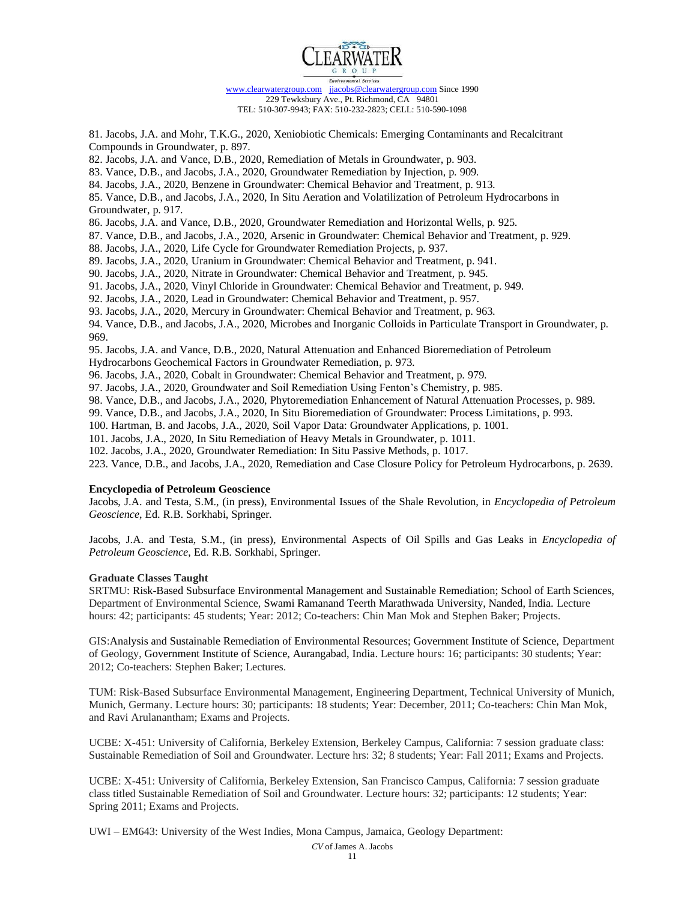81. Jacobs, J.A. and Mohr, T.K.G., 2020, Xeniobiotic Chemicals: Emerging Contaminants and Recalcitrant Compounds in Groundwater, p. 897.

82. Jacobs, J.A. and Vance, D.B., 2020, Remediation of Metals in Groundwater, p. 903.

83. Vance, D.B., and Jacobs, J.A., 2020, Groundwater Remediation by Injection, p. 909.

84. Jacobs, J.A., 2020, Benzene in Groundwater: Chemical Behavior and Treatment, p. 913.

85. Vance, D.B., and Jacobs, J.A., 2020, In Situ Aeration and Volatilization of Petroleum Hydrocarbons in Groundwater, p. 917.

86. Jacobs, J.A. and Vance, D.B., 2020, Groundwater Remediation and Horizontal Wells, p. 925.

87. Vance, D.B., and Jacobs, J.A., 2020, Arsenic in Groundwater: Chemical Behavior and Treatment, p. 929.

88. Jacobs, J.A., 2020, Life Cycle for Groundwater Remediation Projects, p. 937.

89. Jacobs, J.A., 2020, Uranium in Groundwater: Chemical Behavior and Treatment, p. 941.

90. Jacobs, J.A., 2020, Nitrate in Groundwater: Chemical Behavior and Treatment, p. 945.

91. Jacobs, J.A., 2020, Vinyl Chloride in Groundwater: Chemical Behavior and Treatment, p. 949.

92. Jacobs, J.A., 2020, Lead in Groundwater: Chemical Behavior and Treatment, p. 957.

93. Jacobs, J.A., 2020, Mercury in Groundwater: Chemical Behavior and Treatment, p. 963.

94. Vance, D.B., and Jacobs, J.A., 2020, Microbes and Inorganic Colloids in Particulate Transport in Groundwater, p. 969.

95. Jacobs, J.A. and Vance, D.B., 2020, Natural Attenuation and Enhanced Bioremediation of Petroleum Hydrocarbons Geochemical Factors in Groundwater Remediation, p. 973.

96. Jacobs, J.A., 2020, Cobalt in Groundwater: Chemical Behavior and Treatment, p. 979.

97. Jacobs, J.A., 2020, Groundwater and Soil Remediation Using Fenton's Chemistry, p. 985.

98. Vance, D.B., and Jacobs, J.A., 2020, Phytoremediation Enhancement of Natural Attenuation Processes, p. 989.

99. Vance, D.B., and Jacobs, J.A., 2020, In Situ Bioremediation of Groundwater: Process Limitations, p. 993.

100. Hartman, B. and Jacobs, J.A., 2020, Soil Vapor Data: Groundwater Applications, p. 1001.

101. Jacobs, J.A., 2020, In Situ Remediation of Heavy Metals in Groundwater, p. 1011.

102. Jacobs, J.A., 2020, Groundwater Remediation: In Situ Passive Methods, p. 1017.

223. Vance, D.B., and Jacobs, J.A., 2020, Remediation and Case Closure Policy for Petroleum Hydrocarbons, p. 2639.

**Encyclopedia of Petroleum Geoscience**

Jacobs, J.A. and Testa, S.M., (in press), Environmental Issues of the Shale Revolution, in *Encyclopedia of Petroleum Geoscience*, Ed. R.B. Sorkhabi, Springer.

Jacobs, J.A. and Testa, S.M., (in press), Environmental Aspects of Oil Spills and Gas Leaks in *Encyclopedia of Petroleum Geoscience*, Ed. R.B. Sorkhabi, Springer.

**Graduate Classes Taught**

SRTMU: Risk-Based Subsurface Environmental Management and Sustainable Remediation; School of Earth Sciences, Department of Environmental Science, Swami Ramanand Teerth Marathwada University, Nanded, India. Lecture hours: 42; participants: 45 students; Year: 2012; Co-teachers: Chin Man Mok and Stephen Baker; Projects.

GIS:Analysis and Sustainable Remediation of Environmental Resources; Government Institute of Science, Department of Geology, Government Institute of Science, Aurangabad, India. Lecture hours: 16; participants: 30 students; Year: 2012; Co-teachers: Stephen Baker; Lectures.

TUM: Risk-Based Subsurface Environmental Management, Engineering Department, Technical University of Munich, Munich, Germany. Lecture hours: 30; participants: 18 students; Year: December, 2011; Co-teachers: Chin Man Mok, and Ravi Arulanantham; Exams and Projects.

UCBE: X-451: University of California, Berkeley Extension, Berkeley Campus, California: 7 session graduate class: Sustainable Remediation of Soil and Groundwater. Lecture hrs: 32; 8 students; Year: Fall 2011; Exams and Projects.

UCBE: X-451: University of California, Berkeley Extension, San Francisco Campus, California: 7 session graduate class titled Sustainable Remediation of Soil and Groundwater. Lecture hours: 32; participants: 12 students; Year: Spring 2011; Exams and Projects.

UWI – EM643: University of the West Indies, Mona Campus, Jamaica, Geology Department: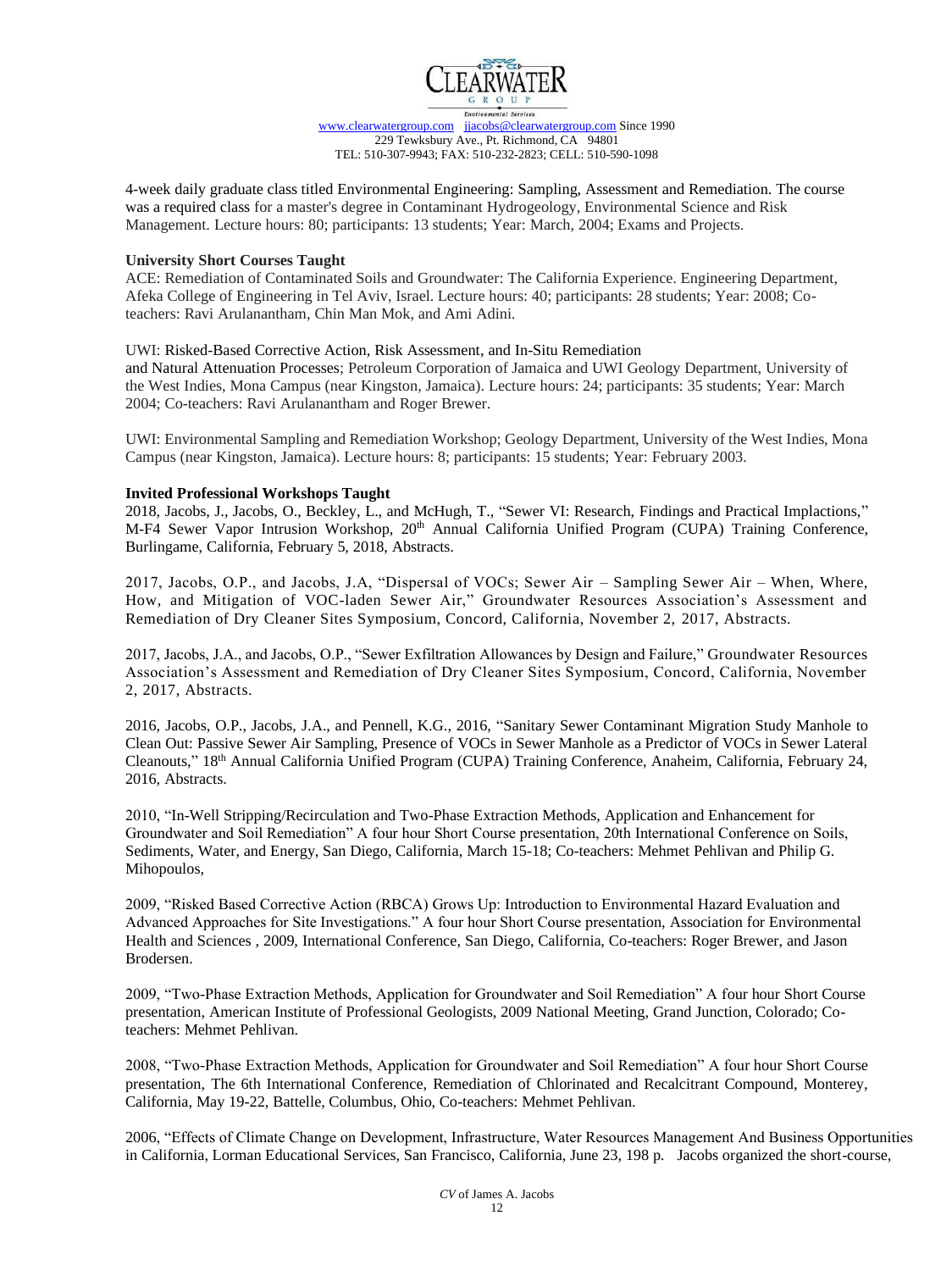4-week daily graduate class titled Environmental Engineering: Sampling, Assessment and Remediation. The course was a required class for a master's degree in Contaminant Hydrogeology, Environmental Science and Risk Management. Lecture hours: 80; participants: 13 students; Year: March, 2004; Exams and Projects.

**University Short Courses Taught**

ACE: Remediation of Contaminated Soils and Groundwater: The California Experience. Engineering Department, Afeka College of Engineering in Tel Aviv, Israel. Lecture hours: 40; participants: 28 students; Year: 2008; Co-teachers: Ravi Arulanantham, Chin Man Mok, and Ami Adini.

UWI: Risked-Based Corrective Action, Risk Assessment, and In-Situ Remediation and Natural Attenuation Processes; Petroleum Corporation of Jamaica and UWI Geology Department, University of the West Indies, Mona Campus (near Kingston, Jamaica). Lecture hours: 24; participants: 35 students; Year: March 2004; Co-teachers: Ravi Arulanantham and Roger Brewer.

UWI: Environmental Sampling and Remediation Workshop; Geology Department, University of the West Indies, Mona Campus (near Kingston, Jamaica). Lecture hours: 8; participants: 15 students; Year: February 2003.

**Invited Professional Workshops Taught**

2018, Jacobs, J., Jacobs, O., Beckley, L., and McHugh, T., "Sewer VI: Research, Findings and Practical Implactions," M-F4 Sewer Vapor Intrusion Workshop, 20th Annual California Unified Program (CUPA) Training Conference, Burlingame, California, February 5, 2018, Abstracts.

2017, Jacobs, O.P., and Jacobs, J.A, "Dispersal of VOCs; Sewer Air – Sampling Sewer Air – When, Where, How, and Mitigation of VOC-laden Sewer Air," Groundwater Resources Association's Assessment and Remediation of Dry Cleaner Sites Symposium, Concord, California, November 2, 2017, Abstracts.

2017, Jacobs, J.A., and Jacobs, O.P., "Sewer Exfiltration Allowances by Design and Failure," Groundwater Resources Association's Assessment and Remediation of Dry Cleaner Sites Symposium, Concord, California, November 2, 2017, Abstracts.

2016, Jacobs, O.P., Jacobs, J.A., and Pennell, K.G., 2016, "Sanitary Sewer Contaminant Migration Study Manhole to Clean Out: Passive Sewer Air Sampling, Presence of VOCs in Sewer Manhole as a Predictor of VOCs in Sewer Lateral Cleanouts," 18th Annual California Unified Program (CUPA) Training Conference, Anaheim, California, February 24, 2016, Abstracts.

2010, "In-Well Stripping/Recirculation and Two-Phase Extraction Methods, Application and Enhancement for Groundwater and Soil Remediation" A four hour Short Course presentation, 20th International Conference on Soils, Sediments, Water, and Energy, San Diego, California, March 15-18; Co-teachers: Mehmet Pehlivan and Philip G. Mihopoulos,

2009, "Risked Based Corrective Action (RBCA) Grows Up: Introduction to Environmental Hazard Evaluation and Advanced Approaches for Site Investigations." A four hour Short Course presentation, Association for Environmental Health and Sciences , 2009, International Conference, San Diego, California, Co-teachers: Roger Brewer, and Jason Brodersen.

2009, "Two-Phase Extraction Methods, Application for Groundwater and Soil Remediation" A four hour Short Course presentation, American Institute of Professional Geologists, 2009 National Meeting, Grand Junction, Colorado; Co-teachers: Mehmet Pehlivan.

2008, "Two-Phase Extraction Methods, Application for Groundwater and Soil Remediation" A four hour Short Course presentation, The 6th International Conference, Remediation of Chlorinated and Recalcitrant Compound, Monterey, California, May 19-22, Battelle, Columbus, Ohio, Co-teachers: Mehmet Pehlivan.

2006, "Effects of Climate Change on Development, Infrastructure, Water Resources Management And Business Opportunities in California, Lorman Educational Services, San Francisco, California, June 23, 198 p. Jacobs organized the short-course,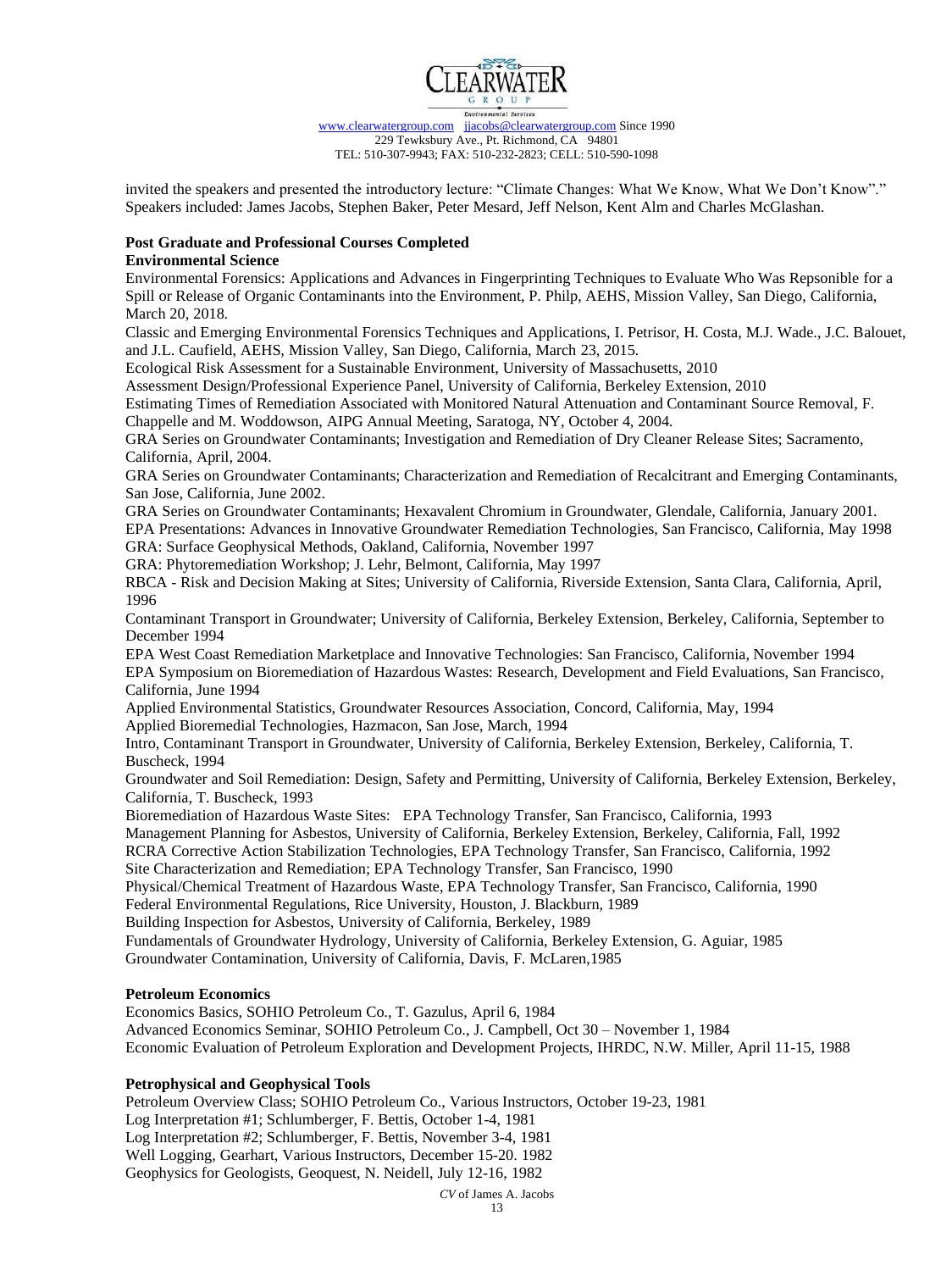invited the speakers and presented the introductory lecture: "Climate Changes: What We Know, What We Don't Know"." Speakers included: James Jacobs, Stephen Baker, Peter Mesard, Jeff Nelson, Kent Alm and Charles McGlashan.

**Post Graduate and Professional Courses Completed**

**Environmental Science**

Environmental Forensics: Applications and Advances in Fingerprinting Techniques to Evaluate Who Was Repsonible for a Spill or Release of Organic Contaminants into the Environment, P. Philp, AEHS, Mission Valley, San Diego, California, March 20, 2018.

Classic and Emerging Environmental Forensics Techniques and Applications, I. Petrisor, H. Costa, M.J. Wade., J.C. Balouet, and J.L. Caufield, AEHS, Mission Valley, San Diego, California, March 23, 2015.

Ecological Risk Assessment for a Sustainable Environment, University of Massachusetts, 2010

Assessment Design/Professional Experience Panel, University of California, Berkeley Extension, 2010

Estimating Times of Remediation Associated with Monitored Natural Attenuation and Contaminant Source Removal, F. Chappelle and M. Woddowson, AIPG Annual Meeting, Saratoga, NY, October 4, 2004.

GRA Series on Groundwater Contaminants; Investigation and Remediation of Dry Cleaner Release Sites; Sacramento, California, April, 2004.

GRA Series on Groundwater Contaminants; Characterization and Remediation of Recalcitrant and Emerging Contaminants, San Jose, California, June 2002.

GRA Series on Groundwater Contaminants; Hexavalent Chromium in Groundwater, Glendale, California, January 2001.

EPA Presentations: Advances in Innovative Groundwater Remediation Technologies, San Francisco, California, May 1998

GRA: Surface Geophysical Methods, Oakland, California, November 1997

GRA: Phytoremediation Workshop; J. Lehr, Belmont, California, May 1997

RBCA - Risk and Decision Making at Sites; University of California, Riverside Extension, Santa Clara, California, April, 1996

Contaminant Transport in Groundwater; University of California, Berkeley Extension, Berkeley, California, September to December 1994

EPA West Coast Remediation Marketplace and Innovative Technologies: San Francisco, California, November 1994

EPA Symposium on Bioremediation of Hazardous Wastes: Research, Development and Field Evaluations, San Francisco, California, June 1994

Applied Environmental Statistics, Groundwater Resources Association, Concord, California, May, 1994

Applied Bioremedial Technologies, Hazmacon, San Jose, March, 1994

Intro, Contaminant Transport in Groundwater, University of California, Berkeley Extension, Berkeley, California, T. Buscheck, 1994

Groundwater and Soil Remediation: Design, Safety and Permitting, University of California, Berkeley Extension, Berkeley, California, T. Buscheck, 1993

Bioremediation of Hazardous Waste Sites: EPA Technology Transfer, San Francisco, California, 1993

Management Planning for Asbestos, University of California, Berkeley Extension, Berkeley, California, Fall, 1992

RCRA Corrective Action Stabilization Technologies, EPA Technology Transfer, San Francisco, California, 1992

Site Characterization and Remediation; EPA Technology Transfer, San Francisco, 1990

Physical/Chemical Treatment of Hazardous Waste, EPA Technology Transfer, San Francisco, California, 1990

Federal Environmental Regulations, Rice University, Houston, J. Blackburn, 1989

Building Inspection for Asbestos, University of California, Berkeley, 1989

Fundamentals of Groundwater Hydrology, University of California, Berkeley Extension, G. Aguiar, 1985

Groundwater Contamination, University of California, Davis, F. McLaren,1985

**Petroleum Economics**

Economics Basics, SOHIO Petroleum Co., T. Gazulus, April 6, 1984

Advanced Economics Seminar, SOHIO Petroleum Co., J. Campbell, Oct 30 – November 1, 1984

Economic Evaluation of Petroleum Exploration and Development Projects, IHRDC, N.W. Miller, April 11-15, 1988

**Petrophysical and Geophysical Tools**

Petroleum Overview Class; SOHIO Petroleum Co., Various Instructors, October 19-23, 1981

Log Interpretation #1; Schlumberger, F. Bettis, October 1-4, 1981

Log Interpretation #2; Schlumberger, F. Bettis, November 3-4, 1981

Well Logging, Gearhart, Various Instructors, December 15-20. 1982

Geophysics for Geologists, Geoquest, N. Neidell, July 12-16, 1982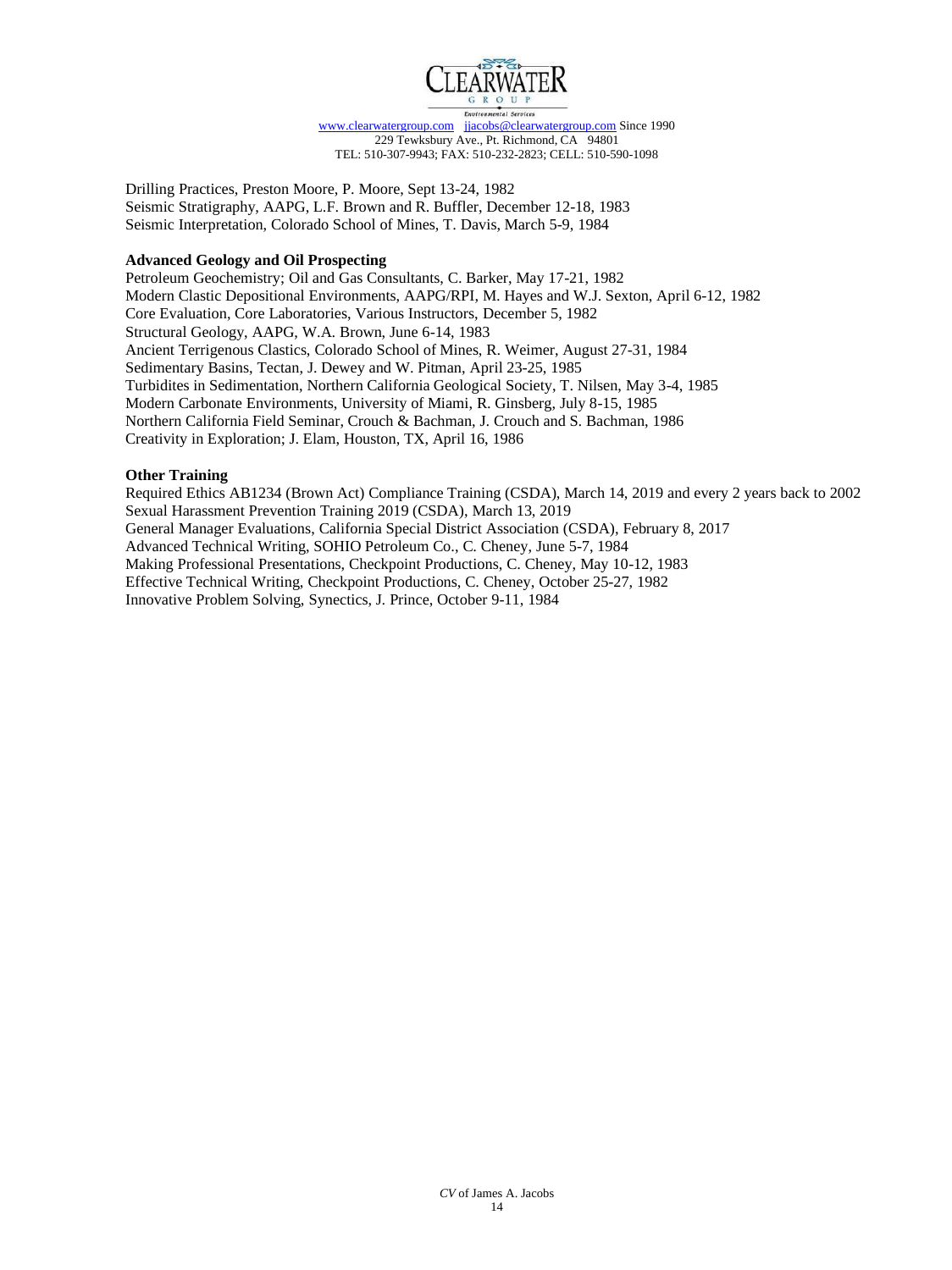Drilling Practices, Preston Moore, P. Moore, Sept 13-24, 1982
Seismic Stratigraphy, AAPG, L.F. Brown and R. Buffler, December 12-18, 1983
Seismic Interpretation, Colorado School of Mines, T. Davis, March 5-9, 1984

**Advanced Geology and Oil Prospecting**

Petroleum Geochemistry; Oil and Gas Consultants, C. Barker, May 17-21, 1982
Modern Clastic Depositional Environments, AAPG/RPI, M. Hayes and W.J. Sexton, April 6-12, 1982
Core Evaluation, Core Laboratories, Various Instructors, December 5, 1982
Structural Geology, AAPG, W.A. Brown, June 6-14, 1983
Ancient Terrigenous Clastics, Colorado School of Mines, R. Weimer, August 27-31, 1984
Sedimentary Basins, Tectan, J. Dewey and W. Pitman, April 23-25, 1985
Turbidites in Sedimentation, Northern California Geological Society, T. Nilsen, May 3-4, 1985
Modern Carbonate Environments, University of Miami, R. Ginsberg, July 8-15, 1985
Northern California Field Seminar, Crouch & Bachman, J. Crouch and S. Bachman, 1986
Creativity in Exploration; J. Elam, Houston, TX, April 16, 1986

**Other Training**

Required Ethics AB1234 (Brown Act) Compliance Training (CSDA), March 14, 2019 and every 2 years back to 2002
Sexual Harassment Prevention Training 2019 (CSDA), March 13, 2019
General Manager Evaluations, California Special District Association (CSDA), February 8, 2017
Advanced Technical Writing, SOHIO Petroleum Co., C. Cheney, June 5-7, 1984
Making Professional Presentations, Checkpoint Productions, C. Cheney, May 10-12, 1983
Effective Technical Writing, Checkpoint Productions, C. Cheney, October 25-27, 1982
Innovative Problem Solving, Synectics, J. Prince, October 9-11, 1984